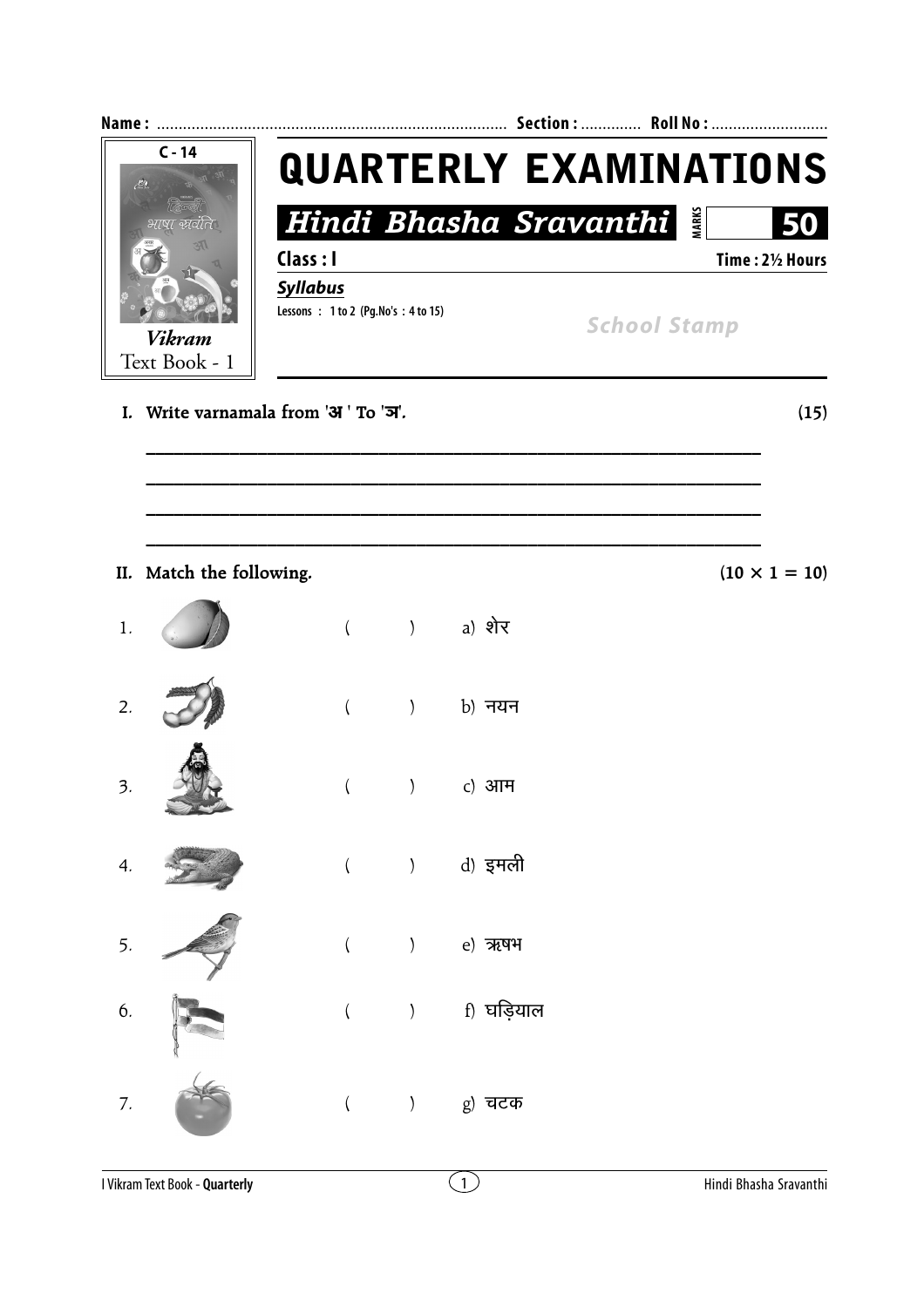**Name :** ................................................................................ **Section :** ............. **Roll No :** ..........................

C - 14

*Vikram*
Text Book - 1

# QUARTERLY EXAMINATIONS

## *Hindi Bhasha Sravanthi*

**MARKS** **50**

**Class : I** **Time : 2½ Hours**

***Syllabus***

Lessons : 1 to 2 (Pg.No's : 4 to 15)

*School Stamp*

**I. Write varnamala from 'अ ' To 'ज्ञ'.** **(15)**

________________________________________________________________

________________________________________________________________

________________________________________________________________

________________________________________________________________

**II. Match the following.** **(10 × 1 = 10)**

1. ( ) a) शेर

2. ( ) b) नयन

3. ( ) c) आम

4. ( ) d) इमली

5. ( ) e) ऋषभ

6. ( ) f) घड़ियाल

7. ( ) g) चटक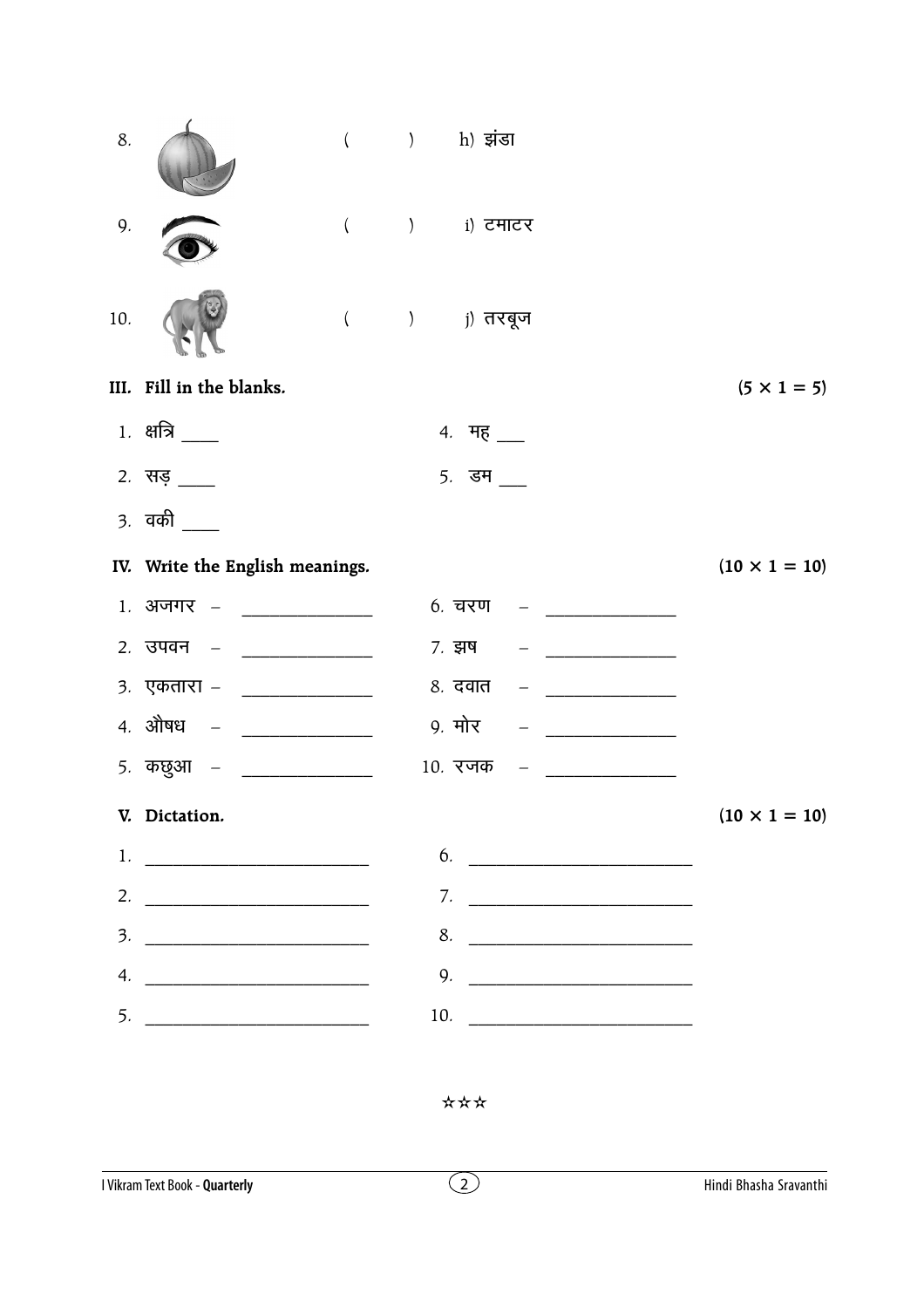8. ( ) h) झंडा

9. ( ) i) टमाटर

10. ( ) j) तरबूज

## III. Fill in the blanks. (5 × 1 = 5)

1. क्षत्रि ____
2. सड़ ____
3. वकी ____
4. मह ___
5. डम ___

## IV. Write the English meanings. (10 × 1 = 10)

1. अजगर – ______________
2. उपवन – ______________
3. एकतारा – ______________
4. औषध – ______________
5. कछुआ – ______________
6. चरण – ______________
7. झष – ______________
8. दवात – ______________
9. मोर – ______________
10. रजक – ______________

## V. Dictation. (10 × 1 = 10)

1. ______________________
2. ______________________
3. ______________________
4. ______________________
5. ______________________
6. ______________________
7. ______________________
8. ______________________
9. ______________________
10. ______________________

☆☆☆